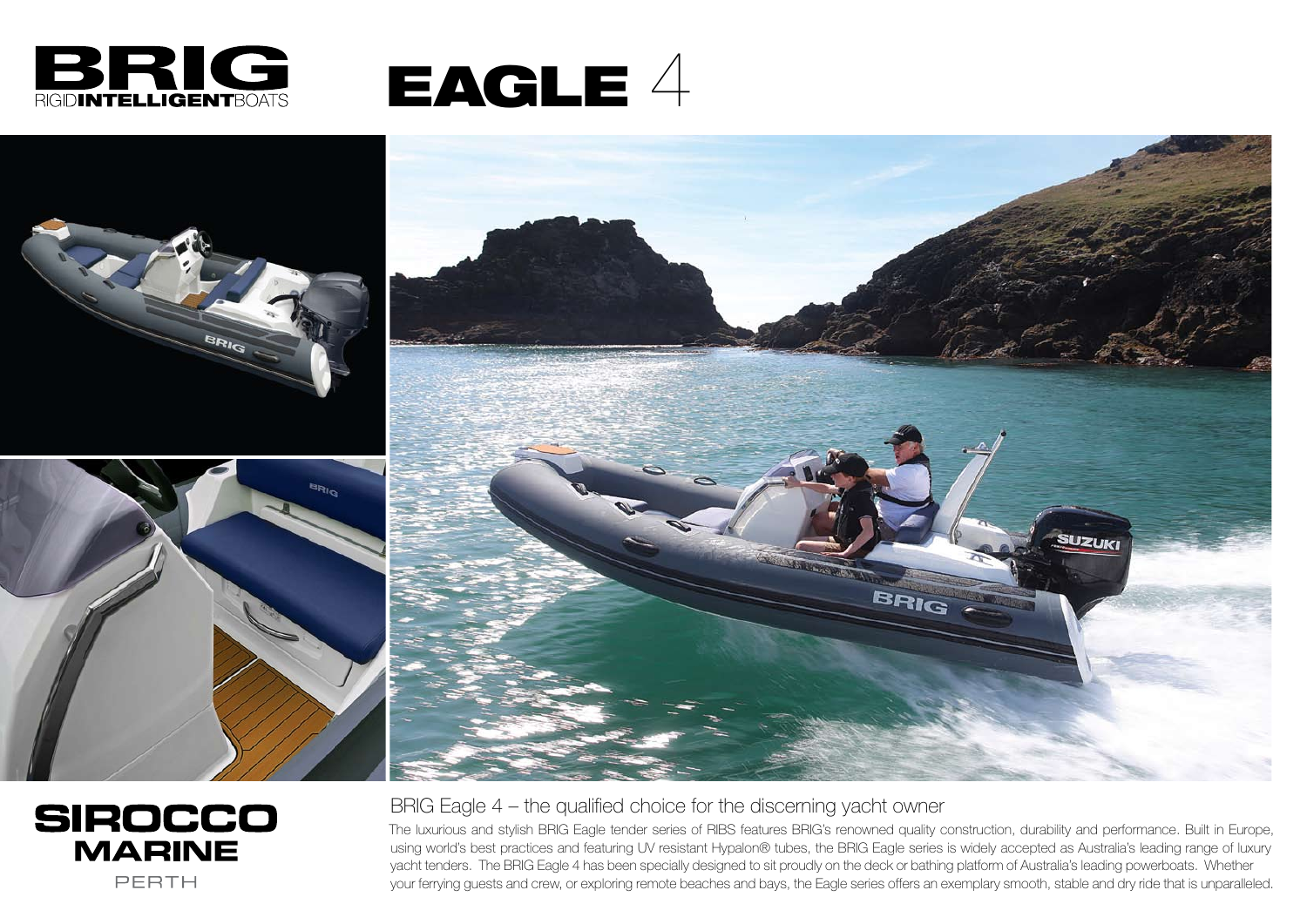# BRIG

RIGID**INTELLIGENT**BOATS

# EAGLE 4

## SIROCCO MARINE

PERTH

## BRIG Eagle 4 – the qualified choice for the discerning yacht owner

The luxurious and stylish BRIG Eagle tender series of RIBS features BRIG's renowned quality construction, durability and performance. Built in Europe, using world's best practices and featuring UV resistant Hypalon® tubes, the BRIG Eagle series is widely accepted as Australia's leading range of luxury yacht tenders. The BRIG Eagle 4 has been specially designed to sit proudly on the deck or bathing platform of Australia's leading powerboats. Whether your ferrying guests and crew, or exploring remote beaches and bays, the Eagle series offers an exemplary smooth, stable and dry ride that is unparalleled.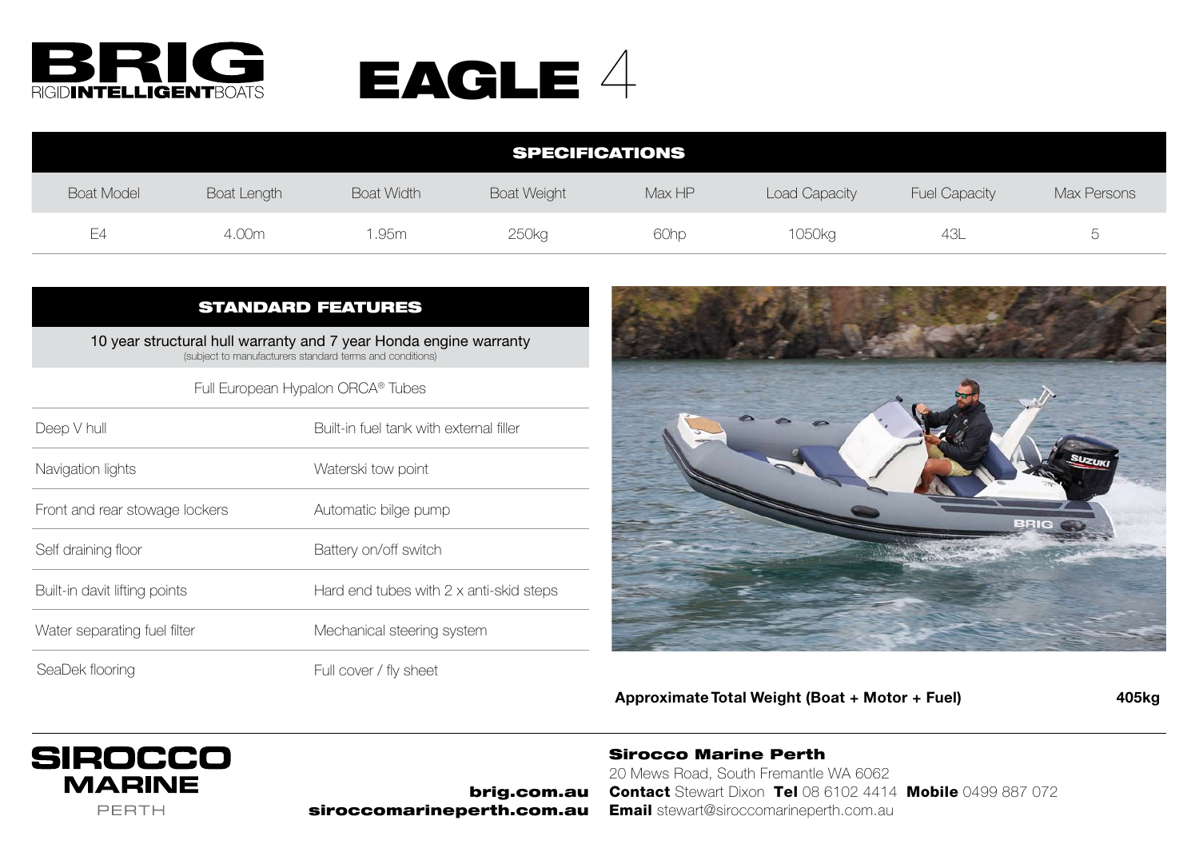# BRIG

RIGID**INTELLIGENT**BOATS

# EAGLE 4

## SPECIFICATIONS

| Boat Model | Boat Length | Boat Width | Boat Weight | Max HP | Load Capacity | Fuel Capacity | Max Persons |
|---|---|---|---|---|---|---|---|
| E4 | 4.00m | 1.95m | 250kg | 60hp | 1050kg | 43L | 5 |

## STANDARD FEATURES

10 year structural hull warranty and 7 year Honda engine warranty
(subject to manufacturers standard terms and conditions)

Full European Hypalon ORCA® Tubes

| | |
|---|---|
| Deep V hull | Built-in fuel tank with external filler |
| Navigation lights | Waterski tow point |
| Front and rear stowage lockers | Automatic bilge pump |
| Self draining floor | Battery on/off switch |
| Built-in davit lifting points | Hard end tubes with 2 x anti-skid steps |
| Water separating fuel filter | Mechanical steering system |
| SeaDek flooring | Full cover / fly sheet |

**Approximate Total Weight (Boat + Motor + Fuel)** **405kg**

SIROCCO MARINE PERTH

**brig.com.au**
**siroccomarineperth.com.au**

**Sirocco Marine Perth**
20 Mews Road, South Fremantle WA 6062
**Contact** Stewart Dixon **Tel** 08 6102 4414 **Mobile** 0499 887 072
**Email** stewart@siroccomarineperth.com.au